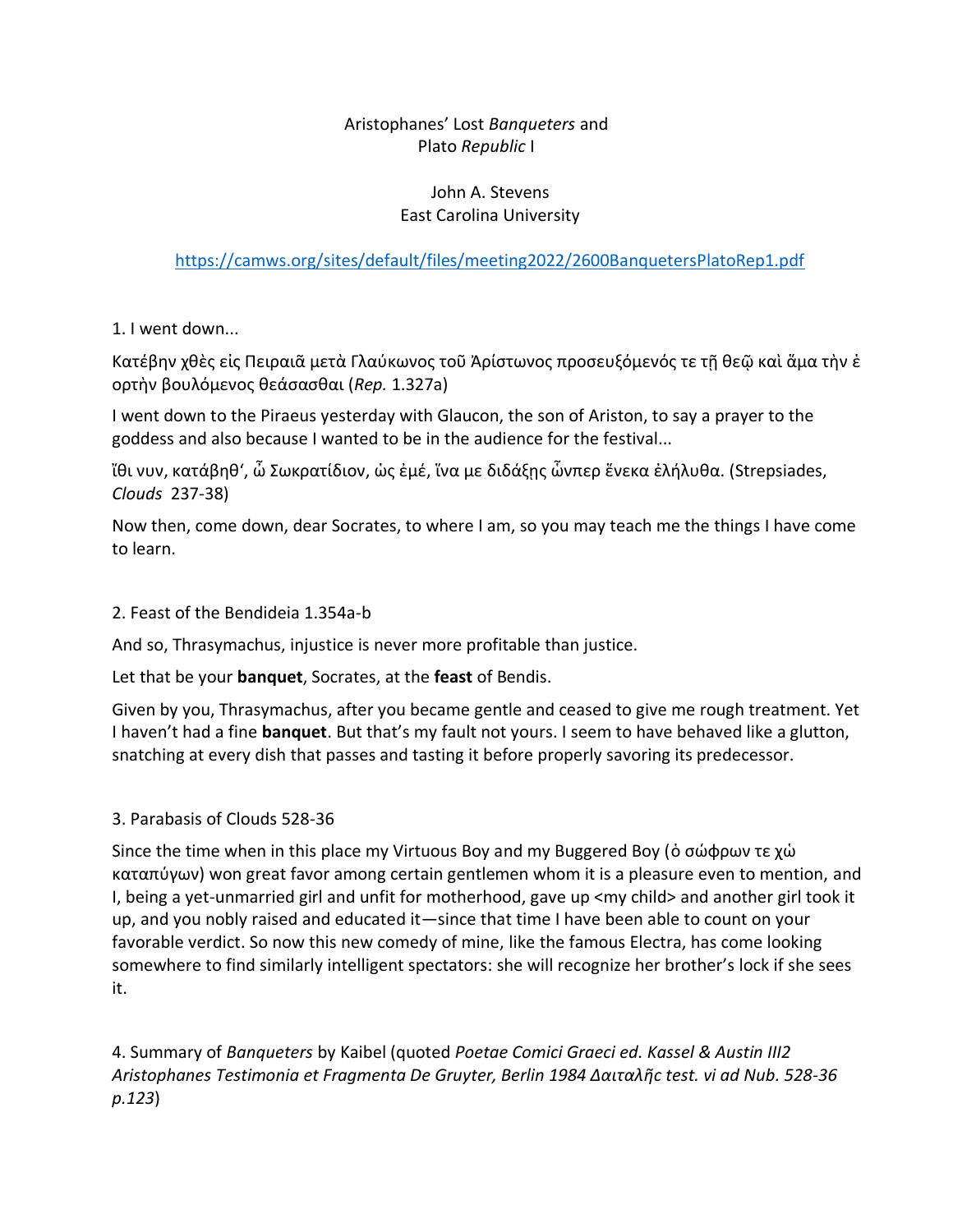Aristophanes' Lost *Banqueters* and
Plato *Republic* I

John A. Stevens
East Carolina University

https://camws.org/sites/default/files/meeting2022/2600BanquetersPlatoRep1.pdf

1. I went down...

Κατέβην χθὲς εἰς Πειραιᾶ μετὰ Γλαύκωνος τοῦ Ἀρίστωνος προσευξόμενός τε τῇ θεῷ καὶ ἅμα τὴν ἑορτὴν βουλόμενος θεάσασθαι (*Rep.* 1.327a)

I went down to the Piraeus yesterday with Glaucon, the son of Ariston, to say a prayer to the goddess and also because I wanted to be in the audience for the festival...

ἴθι νυν, κατάβηθ', ὦ Σωκρατίδιον, ὡς ἐμέ, ἵνα με διδάξῃς ὧνπερ ἕνεκα ἐλήλυθα. (Strepsiades, *Clouds* 237-38)

Now then, come down, dear Socrates, to where I am, so you may teach me the things I have come to learn.

2. Feast of the Bendideia 1.354a-b

And so, Thrasymachus, injustice is never more profitable than justice.

Let that be your **banquet**, Socrates, at the **feast** of Bendis.

Given by you, Thrasymachus, after you became gentle and ceased to give me rough treatment. Yet I haven't had a fine **banquet**. But that's my fault not yours. I seem to have behaved like a glutton, snatching at every dish that passes and tasting it before properly savoring its predecessor.

3. Parabasis of Clouds 528-36

Since the time when in this place my Virtuous Boy and my Buggered Boy (ὁ σώφρων τε χὠ καταπύγων) won great favor among certain gentlemen whom it is a pleasure even to mention, and I, being a yet-unmarried girl and unfit for motherhood, gave up <my child> and another girl took it up, and you nobly raised and educated it—since that time I have been able to count on your favorable verdict. So now this new comedy of mine, like the famous Electra, has come looking somewhere to find similarly intelligent spectators: she will recognize her brother's lock if she sees it.

4. Summary of *Banqueters* by Kaibel (quoted *Poetae Comici Graeci ed. Kassel & Austin III2 Aristophanes Testimonia et Fragmenta De Gruyter, Berlin 1984 Δαιταλῆς test. vi ad Nub. 528-36 p.123*)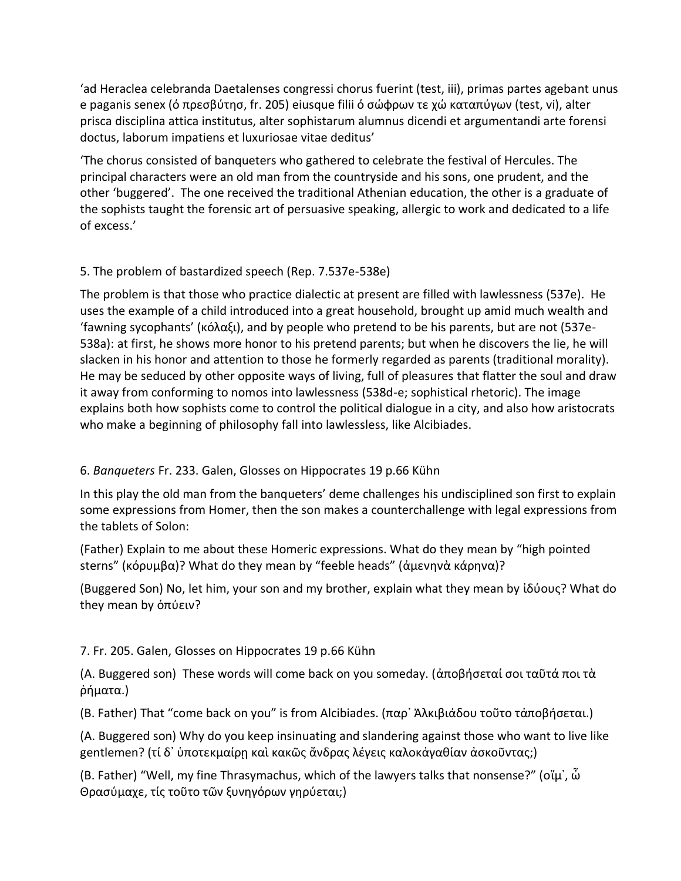‘ad Heraclea celebranda Daetalenses congressi chorus fuerint (test, iii), primas partes agebant unus e paganis senex (ὁ πρεσβύτησ, fr. 205) eiusque filii ὁ σώφρων τε χὠ καταπύγων (test, vi), alter prisca disciplina attica institutus, alter sophistarum alumnus dicendi et argumentandi arte forensi doctus, laborum impatiens et luxuriosae vitae deditus’

‘The chorus consisted of banqueters who gathered to celebrate the festival of Hercules. The principal characters were an old man from the countryside and his sons, one prudent, and the other ‘buggered’. The one received the traditional Athenian education, the other is a graduate of the sophists taught the forensic art of persuasive speaking, allergic to work and dedicated to a life of excess.’

## 5. The problem of bastardized speech (Rep. 7.537e-538e)

The problem is that those who practice dialectic at present are filled with lawlessness (537e). He uses the example of a child introduced into a great household, brought up amid much wealth and ‘fawning sycophants’ (κόλαξι), and by people who pretend to be his parents, but are not (537e-538a): at first, he shows more honor to his pretend parents; but when he discovers the lie, he will slacken in his honor and attention to those he formerly regarded as parents (traditional morality). He may be seduced by other opposite ways of living, full of pleasures that flatter the soul and draw it away from conforming to nomos into lawlessness (538d-e; sophistical rhetoric). The image explains both how sophists come to control the political dialogue in a city, and also how aristocrats who make a beginning of philosophy fall into lawlessless, like Alcibiades.

## 6. *Banqueters* Fr. 233. Galen, Glosses on Hippocrates 19 p.66 Kühn

In this play the old man from the banqueters’ deme challenges his undisciplined son first to explain some expressions from Homer, then the son makes a counterchallenge with legal expressions from the tablets of Solon:

(Father) Explain to me about these Homeric expressions. What do they mean by “high pointed sterns” (κόρυμβα)? What do they mean by “feeble heads” (ἀμενηνὰ κάρηνα)?

(Buggered Son) No, let him, your son and my brother, explain what they mean by ἰδύους? What do they mean by ὀπύειν?

## 7. Fr. 205. Galen, Glosses on Hippocrates 19 p.66 Kühn

(A. Buggered son) These words will come back on you someday. (ἀποβήσεταί σοι ταῦτά ποι τὰ ῥήματα.)

(B. Father) That “come back on you” is from Alcibiades. (παρ᾽ Ἀλκιβιάδου τοῦτο τἀποβήσεται.)

(A. Buggered son) Why do you keep insinuating and slandering against those who want to live like gentlemen? (τί δ᾽ ὑποτεκμαίρῃ καὶ κακῶς ἄνδρας λέγεις καλοκἀγαθίαν ἀσκοῦντας;)

(B. Father) “Well, my fine Thrasymachus, which of the lawyers talks that nonsense?” (οἴμ᾽, ὦ Θρασύμαχε, τίς τοῦτο τῶν ξυνηγόρων γηρύεται;)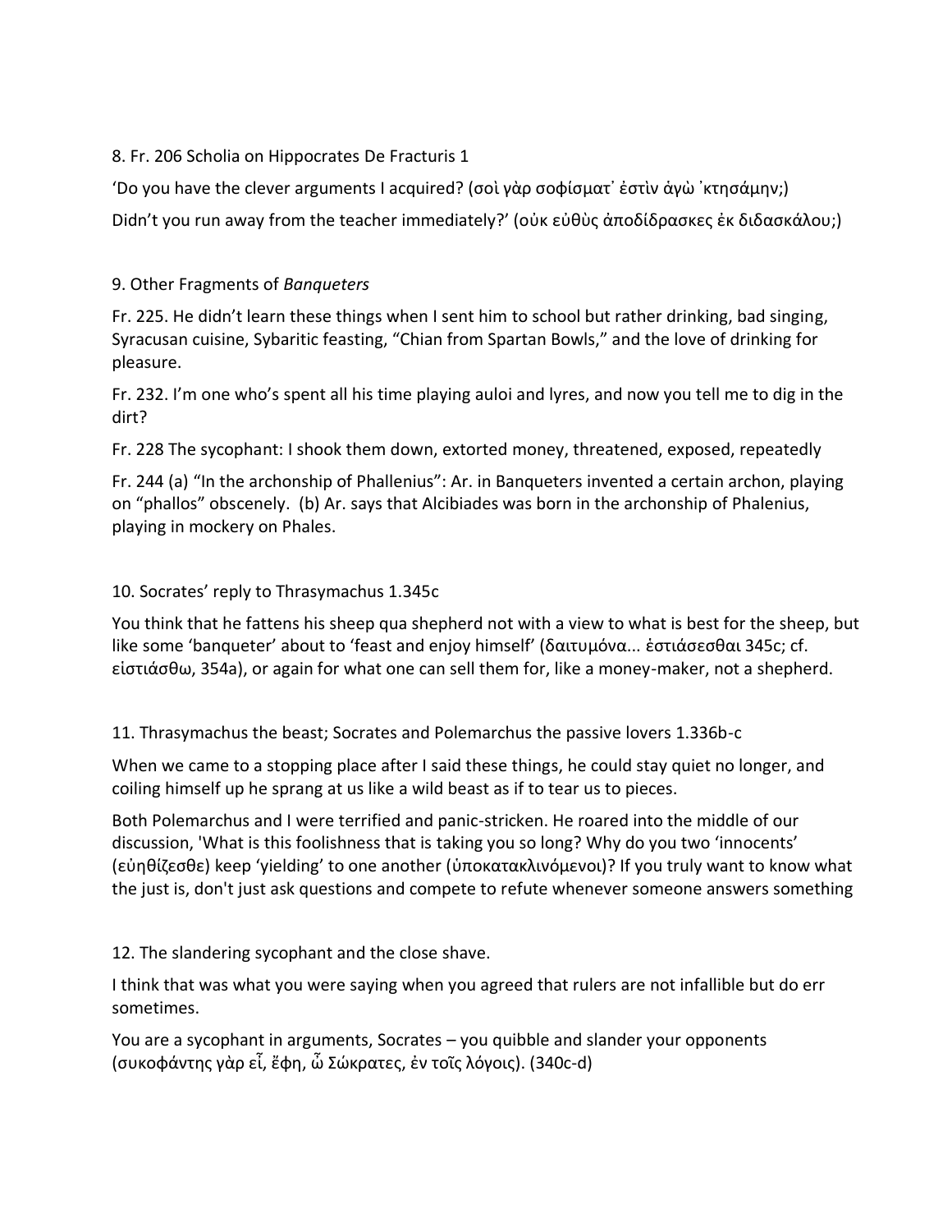8. Fr. 206 Scholia on Hippocrates De Fracturis 1

'Do you have the clever arguments I acquired? (σοὶ γὰρ σοφίσματ᾽ ἐστὶν ἁγὼ ᾽κτησάμην;)

Didn't you run away from the teacher immediately?' (οὐκ εὐθὺς ἀποδίδρασκες ἐκ διδασκάλου;)

9. Other Fragments of *Banqueters*

Fr. 225. He didn't learn these things when I sent him to school but rather drinking, bad singing, Syracusan cuisine, Sybaritic feasting, "Chian from Spartan Bowls," and the love of drinking for pleasure.

Fr. 232. I'm one who's spent all his time playing auloi and lyres, and now you tell me to dig in the dirt?

Fr. 228 The sycophant: I shook them down, extorted money, threatened, exposed, repeatedly

Fr. 244 (a) "In the archonship of Phallenius": Ar. in Banqueters invented a certain archon, playing on "phallos" obscenely. (b) Ar. says that Alcibiades was born in the archonship of Phalenius, playing in mockery on Phales.

10. Socrates' reply to Thrasymachus 1.345c

You think that he fattens his sheep qua shepherd not with a view to what is best for the sheep, but like some 'banqueter' about to 'feast and enjoy himself' (δαιτυμόνα... ἑστιάσεσθαι 345c; cf. εἱστιάσθω, 354a), or again for what one can sell them for, like a money-maker, not a shepherd.

11. Thrasymachus the beast; Socrates and Polemarchus the passive lovers 1.336b-c

When we came to a stopping place after I said these things, he could stay quiet no longer, and coiling himself up he sprang at us like a wild beast as if to tear us to pieces.

Both Polemarchus and I were terrified and panic-stricken. He roared into the middle of our discussion, 'What is this foolishness that is taking you so long? Why do you two 'innocents' (εὐηθίζεσθε) keep 'yielding' to one another (ὑποκατακλινόμενοι)? If you truly want to know what the just is, don't just ask questions and compete to refute whenever someone answers something

12. The slandering sycophant and the close shave.

I think that was what you were saying when you agreed that rulers are not infallible but do err sometimes.

You are a sycophant in arguments, Socrates – you quibble and slander your opponents (συκοφάντης γὰρ εἶ, ἔφη, ὦ Σώκρατες, ἐν τοῖς λόγοις). (340c-d)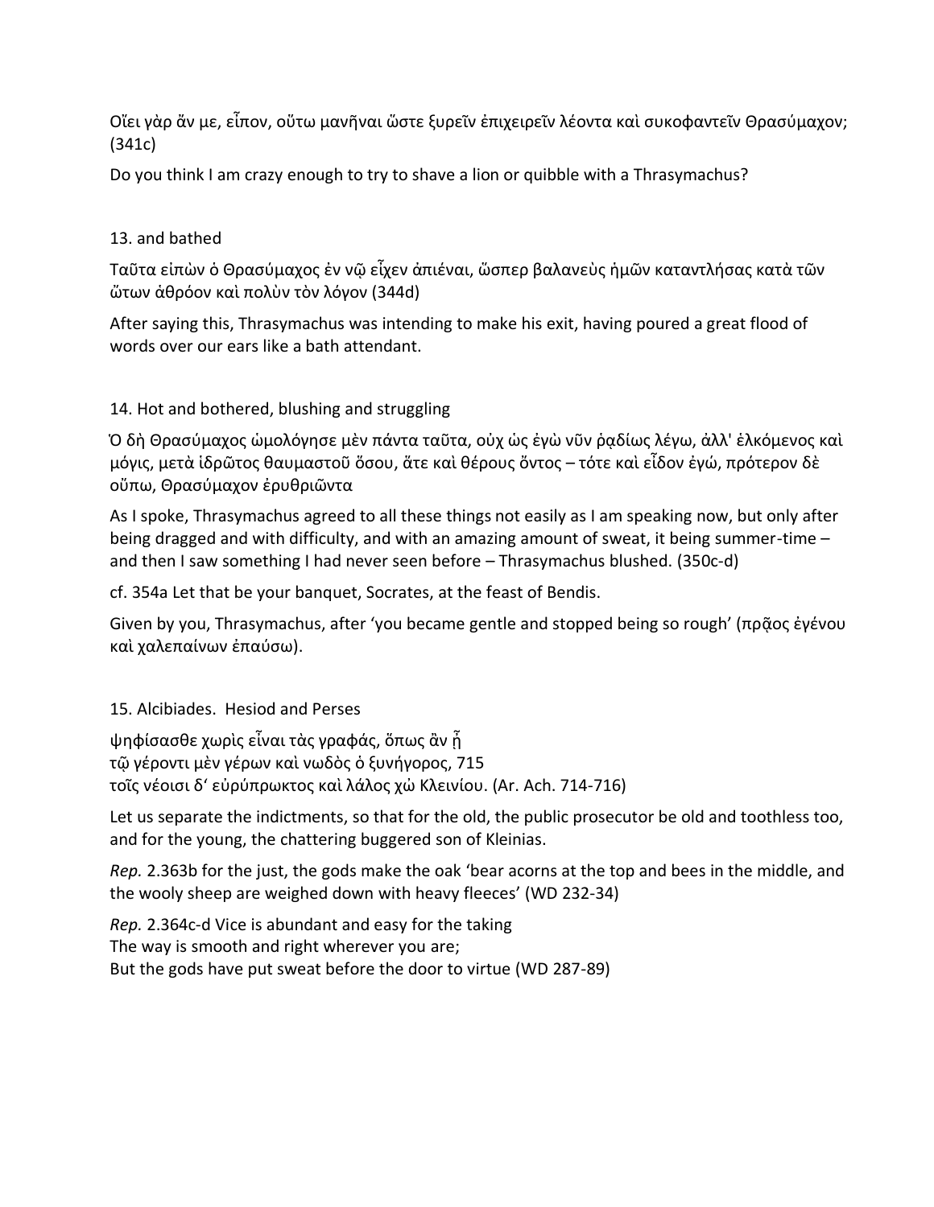Οἴει γὰρ ἄν με, εἶπον, οὕτω μανῆναι ὥστε ξυρεῖν ἐπιχειρεῖν λέοντα καὶ συκοφαντεῖν Θρασύμαχον; (341c)

Do you think I am crazy enough to try to shave a lion or quibble with a Thrasymachus?

13. and bathed

Ταῦτα εἰπὼν ὁ Θρασύμαχος ἐν νῷ εἶχεν ἀπιέναι, ὥσπερ βαλανεὺς ἡμῶν καταντλήσας κατὰ τῶν ὤτων ἀθρόον καὶ πολὺν τὸν λόγον (344d)

After saying this, Thrasymachus was intending to make his exit, having poured a great flood of words over our ears like a bath attendant.

14. Hot and bothered, blushing and struggling

Ὁ δὴ Θρασύμαχος ὡμολόγησε μὲν πάντα ταῦτα, οὐχ ὡς ἐγὼ νῦν ῥᾳδίως λέγω, ἀλλ' ἑλκόμενος καὶ μόγις, μετὰ ἱδρῶτος θαυμαστοῦ ὅσου, ἅτε καὶ θέρους ὄντος – τότε καὶ εἶδον ἐγώ, πρότερον δὲ οὔπω, Θρασύμαχον ἐρυθριῶντα

As I spoke, Thrasymachus agreed to all these things not easily as I am speaking now, but only after being dragged and with difficulty, and with an amazing amount of sweat, it being summer-time – and then I saw something I had never seen before – Thrasymachus blushed. (350c-d)

cf. 354a Let that be your banquet, Socrates, at the feast of Bendis.

Given by you, Thrasymachus, after 'you became gentle and stopped being so rough' (πρᾷος ἐγένου καὶ χαλεπαίνων ἐπαύσω).

15. Alcibiades. Hesiod and Perses

ψηφίσασθε χωρὶς εἶναι τὰς γραφάς, ὅπως ἂν ᾖ
τῷ γέροντι μὲν γέρων καὶ νωδὸς ὁ ξυνήγορος, 715
τοῖς νέοισι δ' εὐρύπρωκτος καὶ λάλος χὠ Κλεινίου. (Ar. Ach. 714-716)

Let us separate the indictments, so that for the old, the public prosecutor be old and toothless too, and for the young, the chattering buggered son of Kleinias.

*Rep.* 2.363b for the just, the gods make the oak 'bear acorns at the top and bees in the middle, and the wooly sheep are weighed down with heavy fleeces' (WD 232-34)

*Rep.* 2.364c-d Vice is abundant and easy for the taking
The way is smooth and right wherever you are;
But the gods have put sweat before the door to virtue (WD 287-89)